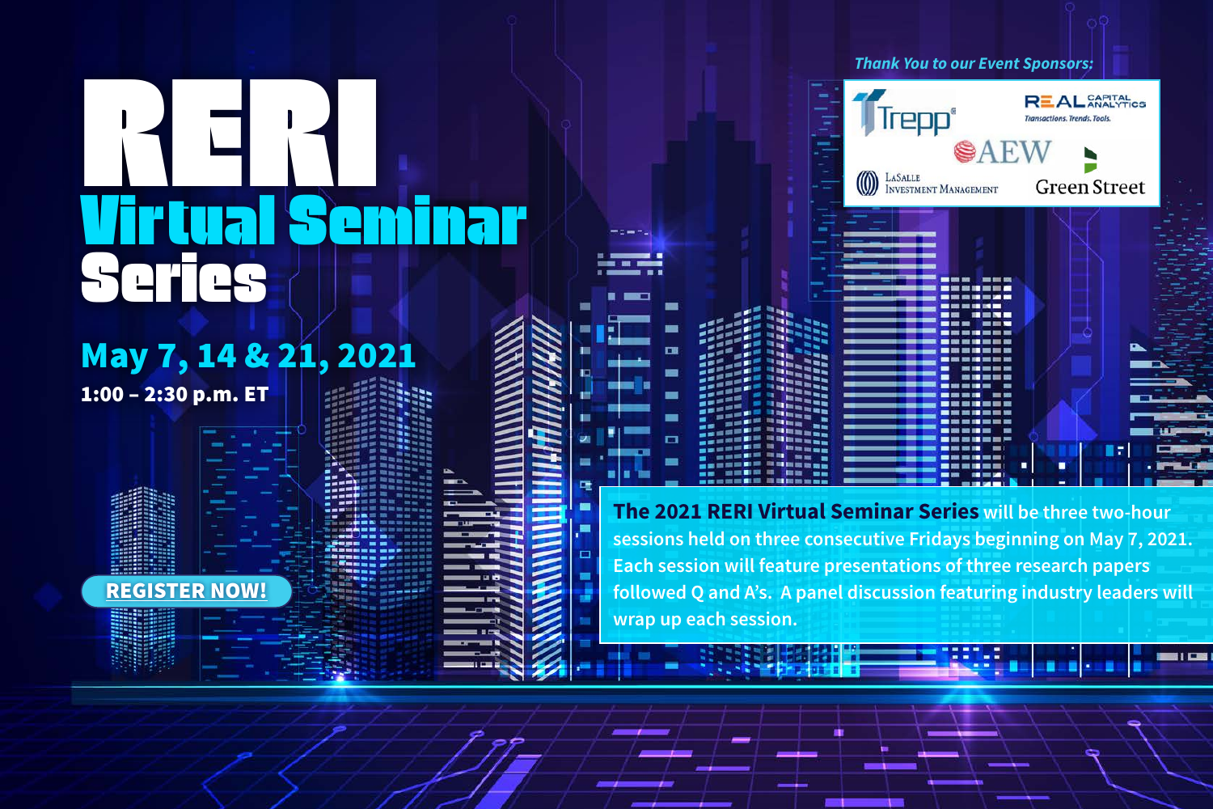# RERI Virtual Seminar Series

## May 7, 14 & 21, 2021

**1:00 – 2:30 p.m. ET**

*Thank You to our Event Sponsors:*

Trepp
Real Capital Analytics — Transactions. Trends. Tools.
AEW
LaSalle Investment Management
Green Street

**REGISTER NOW!**

**The 2021 RERI Virtual Seminar Series** will be three two-hour sessions held on three consecutive Fridays beginning on May 7, 2021. Each session will feature presentations of three research papers followed Q and A's. A panel discussion featuring industry leaders will wrap up each session.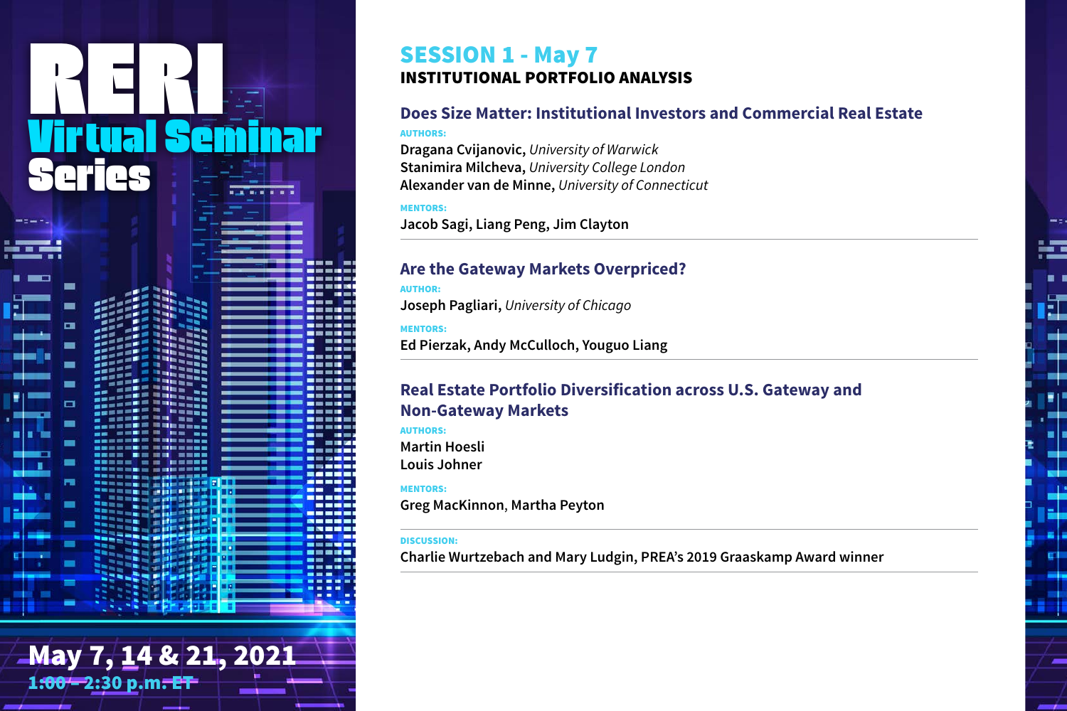# RERI Virtual Seminar Series

**May 7, 14 & 21, 2021**

**1:00 – 2:30 p.m. ET**

## SESSION 1 - May 7

### INSTITUTIONAL PORTFOLIO ANALYSIS

### Does Size Matter: Institutional Investors and Commercial Real Estate

**AUTHORS:**

**Dragana Cvijanovic,** *University of Warwick*
**Stanimira Milcheva,** *University College London*
**Alexander van de Minne,** *University of Connecticut*

**MENTORS:**

Jacob Sagi, Liang Peng, Jim Clayton

---

### Are the Gateway Markets Overpriced?

**AUTHOR:**

**Joseph Pagliari,** *University of Chicago*

**MENTORS:**

Ed Pierzak, Andy McCulloch, Youguo Liang

---

### Real Estate Portfolio Diversification across U.S. Gateway and Non-Gateway Markets

**AUTHORS:**

Martin Hoesli
Louis Johner

**MENTORS:**

Greg MacKinnon, Martha Peyton

---

**DISCUSSION:**

Charlie Wurtzebach and Mary Ludgin, PREA's 2019 Graaskamp Award winner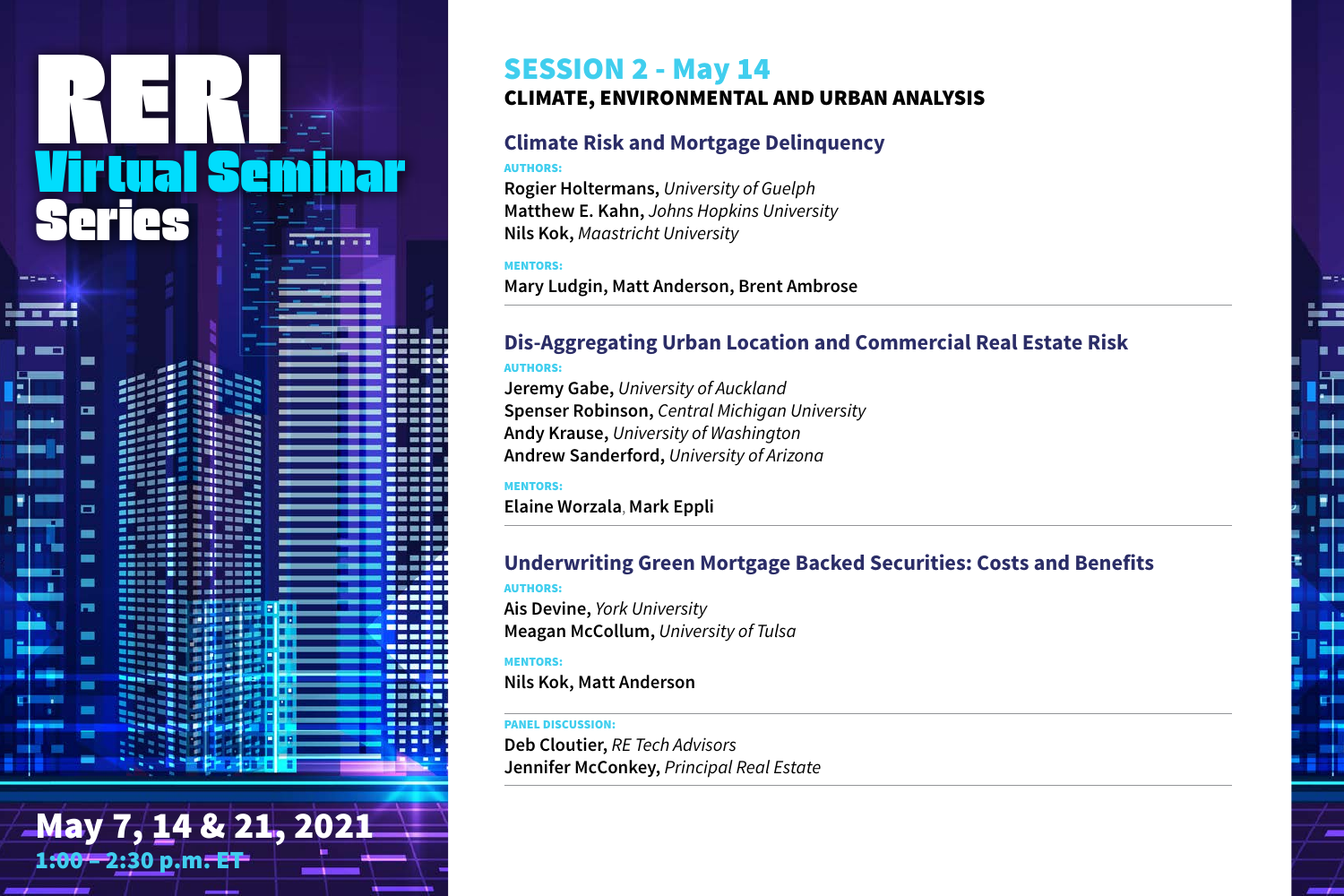# RERI Virtual Seminar Series

May 7, 14 & 21, 2021

1:00 – 2:30 p.m. ET

## SESSION 2 - May 14

### CLIMATE, ENVIRONMENTAL AND URBAN ANALYSIS

### Climate Risk and Mortgage Delinquency

**AUTHORS:**

**Rogier Holtermans,** *University of Guelph*
**Matthew E. Kahn,** *Johns Hopkins University*
**Nils Kok,** *Maastricht University*

**MENTORS:**

Mary Ludgin, Matt Anderson, Brent Ambrose

### Dis-Aggregating Urban Location and Commercial Real Estate Risk

**AUTHORS:**

**Jeremy Gabe,** *University of Auckland*
**Spenser Robinson,** *Central Michigan University*
**Andy Krause,** *University of Washington*
**Andrew Sanderford,** *University of Arizona*

**MENTORS:**

Elaine Worzala, Mark Eppli

### Underwriting Green Mortgage Backed Securities: Costs and Benefits

**AUTHORS:**

**Ais Devine,** *York University*
**Meagan McCollum,** *University of Tulsa*

**MENTORS:**

Nils Kok, Matt Anderson

**PANEL DISCUSSION:**

**Deb Cloutier,** *RE Tech Advisors*
**Jennifer McConkey,** *Principal Real Estate*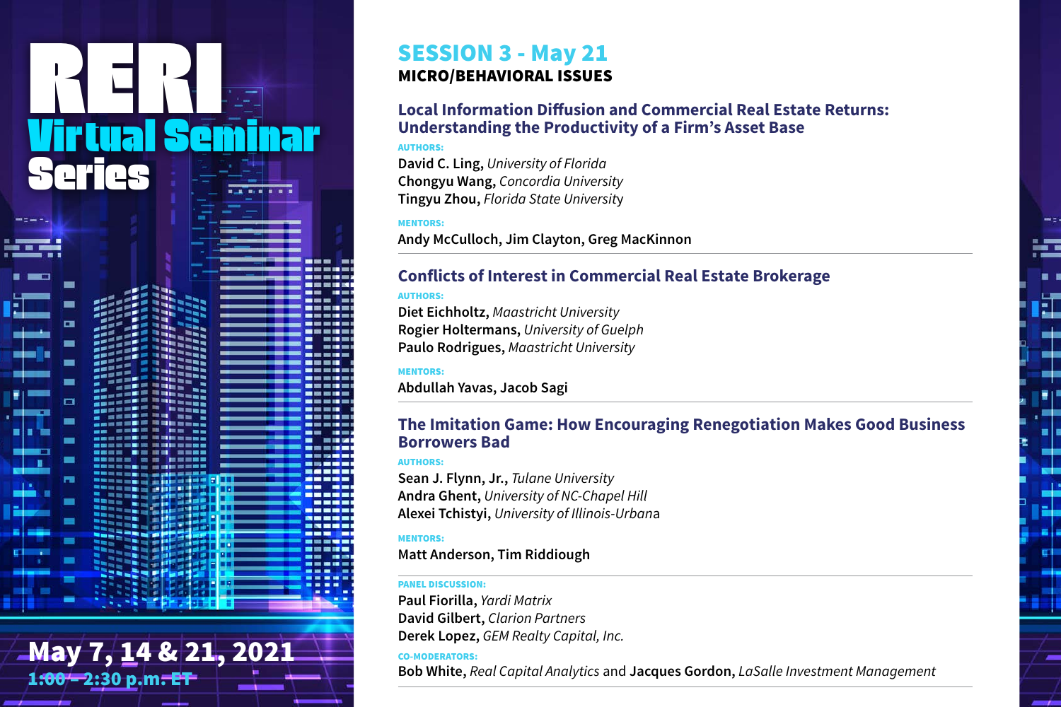# RERI Virtual Seminar Series

May 7, 14 & 21, 2021
1:00 – 2:30 p.m. ET

## SESSION 3 - May 21

### MICRO/BEHAVIORAL ISSUES

### Local Information Diffusion and Commercial Real Estate Returns: Understanding the Productivity of a Firm's Asset Base

AUTHORS:

**David C. Ling,** *University of Florida*
**Chongyu Wang,** *Concordia University*
**Tingyu Zhou,** *Florida State University*

MENTORS:

**Andy McCulloch, Jim Clayton, Greg MacKinnon**

### Conflicts of Interest in Commercial Real Estate Brokerage

AUTHORS:

**Diet Eichholtz,** *Maastricht University*
**Rogier Holtermans,** *University of Guelph*
**Paulo Rodrigues,** *Maastricht University*

MENTORS:

**Abdullah Yavas, Jacob Sagi**

### The Imitation Game: How Encouraging Renegotiation Makes Good Business Borrowers Bad

AUTHORS:

**Sean J. Flynn, Jr.,** *Tulane University*
**Andra Ghent,** *University of NC-Chapel Hill*
**Alexei Tchistyi,** *University of Illinois-Urbana*

MENTORS:

**Matt Anderson, Tim Riddiough**

PANEL DISCUSSION:

**Paul Fiorilla,** *Yardi Matrix*
**David Gilbert,** *Clarion Partners*
**Derek Lopez,** *GEM Realty Capital, Inc.*

CO-MODERATORS:

**Bob White,** *Real Capital Analytics* and **Jacques Gordon,** *LaSalle Investment Management*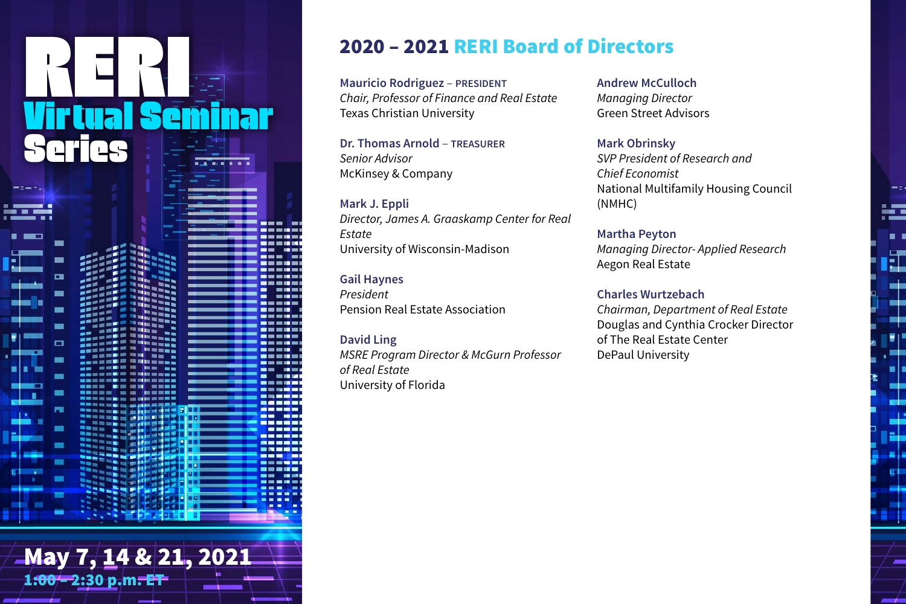# RERI Virtual Seminar Series

**May 7, 14 & 21, 2021**

**1:00 – 2:30 p.m. ET**

## 2020 – 2021 RERI Board of Directors

**Mauricio Rodriguez** – PRESIDENT
*Chair, Professor of Finance and Real Estate*
Texas Christian University

**Dr. Thomas Arnold** – TREASURER
*Senior Advisor*
McKinsey & Company

**Mark J. Eppli**
*Director, James A. Graaskamp Center for Real Estate*
University of Wisconsin-Madison

**Gail Haynes**
*President*
Pension Real Estate Association

**David Ling**
*MSRE Program Director & McGurn Professor of Real Estate*
University of Florida

**Andrew McCulloch**
*Managing Director*
Green Street Advisors

**Mark Obrinsky**
*SVP President of Research and Chief Economist*
National Multifamily Housing Council (NMHC)

**Martha Peyton**
*Managing Director- Applied Research*
Aegon Real Estate

**Charles Wurtzebach**
*Chairman, Department of Real Estate*
Douglas and Cynthia Crocker Director of The Real Estate Center
DePaul University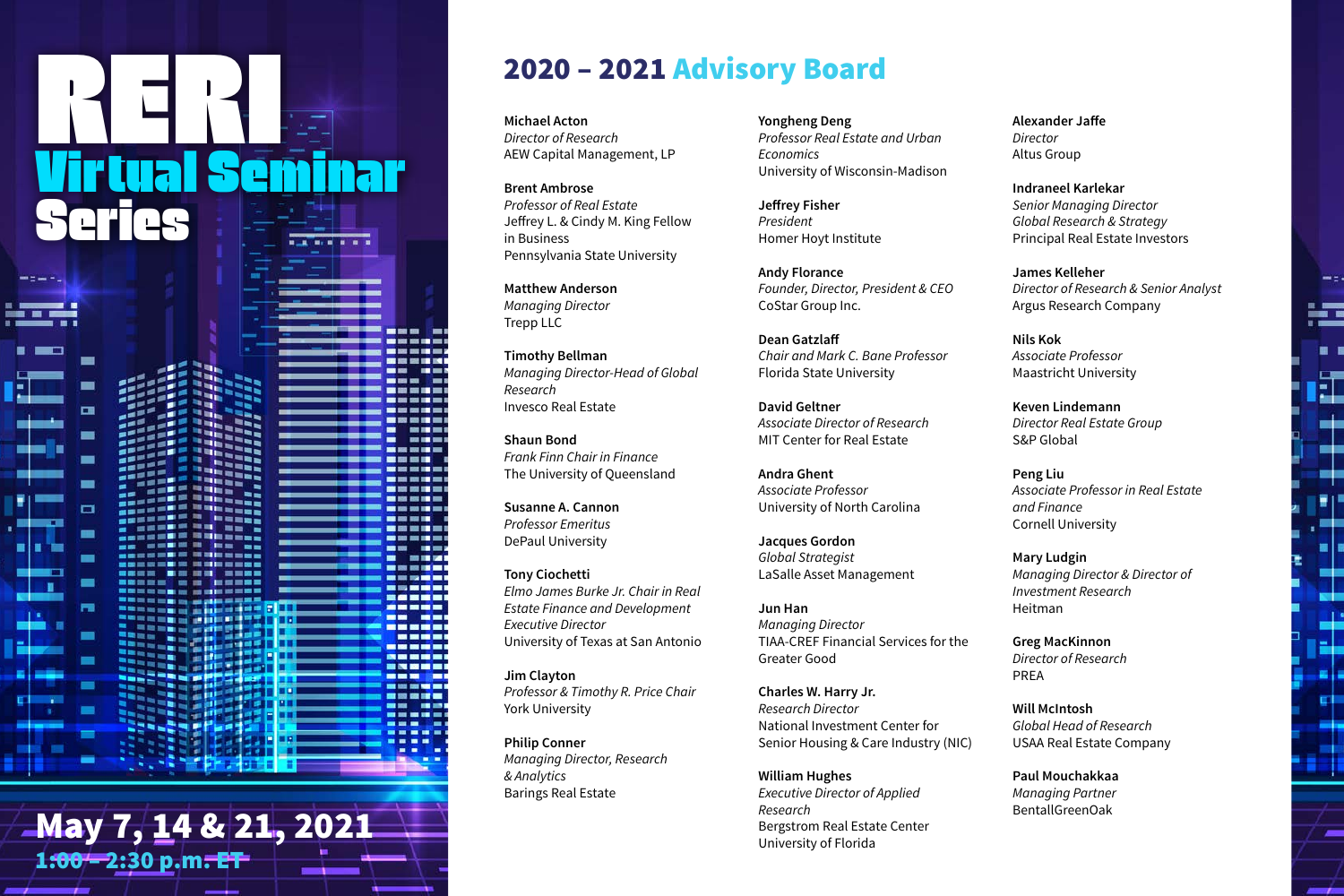# RERI Virtual Seminar Series

May 7, 14 & 21, 2021
1:00 – 2:30 p.m. ET

## 2020 – 2021 Advisory Board

**Michael Acton**
*Director of Research*
AEW Capital Management, LP

**Brent Ambrose**
*Professor of Real Estate*
Jeffrey L. & Cindy M. King Fellow in Business
Pennsylvania State University

**Matthew Anderson**
*Managing Director*
Trepp LLC

**Timothy Bellman**
*Managing Director-Head of Global Research*
Invesco Real Estate

**Shaun Bond**
*Frank Finn Chair in Finance*
The University of Queensland

**Susanne A. Cannon**
*Professor Emeritus*
DePaul University

**Tony Ciochetti**
*Elmo James Burke Jr. Chair in Real Estate Finance and Development*
*Executive Director*
University of Texas at San Antonio

**Jim Clayton**
*Professor & Timothy R. Price Chair*
York University

**Philip Conner**
*Managing Director, Research & Analytics*
Barings Real Estate

**Yongheng Deng**
*Professor Real Estate and Urban Economics*
University of Wisconsin-Madison

**Jeffrey Fisher**
*President*
Homer Hoyt Institute

**Andy Florance**
*Founder, Director, President & CEO*
CoStar Group Inc.

**Dean Gatzlaff**
*Chair and Mark C. Bane Professor*
Florida State University

**David Geltner**
*Associate Director of Research*
MIT Center for Real Estate

**Andra Ghent**
*Associate Professor*
University of North Carolina

**Jacques Gordon**
*Global Strategist*
LaSalle Asset Management

**Jun Han**
*Managing Director*
TIAA-CREF Financial Services for the Greater Good

**Charles W. Harry Jr.**
*Research Director*
National Investment Center for Senior Housing & Care Industry (NIC)

**William Hughes**
*Executive Director of Applied Research*
Bergstrom Real Estate Center
University of Florida

**Alexander Jaffe**
*Director*
Altus Group

**Indraneel Karlekar**
*Senior Managing Director*
*Global Research & Strategy*
Principal Real Estate Investors

**James Kelleher**
*Director of Research & Senior Analyst*
Argus Research Company

**Nils Kok**
*Associate Professor*
Maastricht University

**Keven Lindemann**
*Director Real Estate Group*
S&P Global

**Peng Liu**
*Associate Professor in Real Estate and Finance*
Cornell University

**Mary Ludgin**
*Managing Director & Director of Investment Research*
Heitman

**Greg MacKinnon**
*Director of Research*
PREA

**Will McIntosh**
*Global Head of Research*
USAA Real Estate Company

**Paul Mouchakkaa**
*Managing Partner*
BentallGreenOak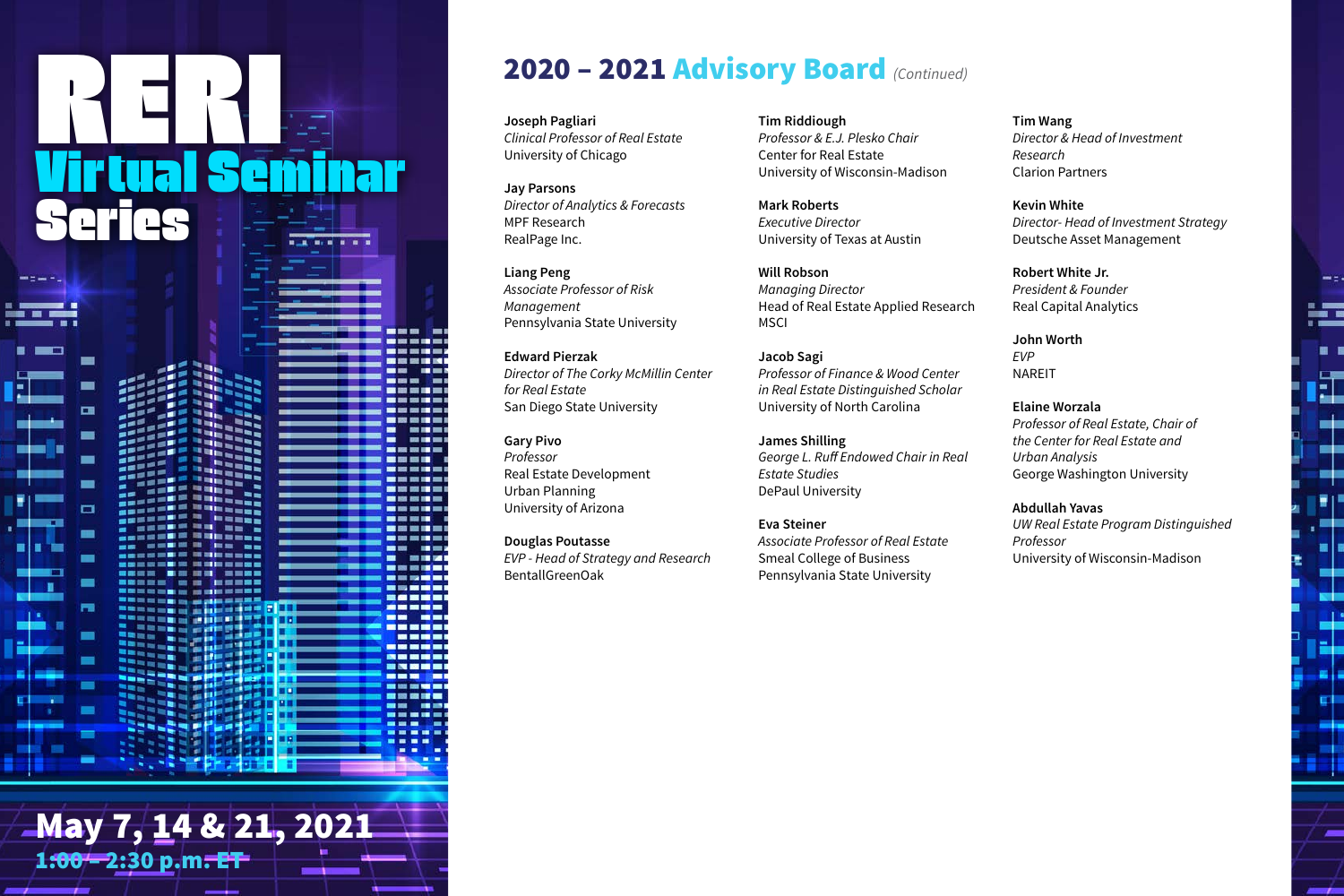# RERI Virtual Seminar Series

May 7, 14 & 21, 2021
1:00 – 2:30 p.m. ET

## 2020 – 2021 Advisory Board *(Continued)*

**Joseph Pagliari**
*Clinical Professor of Real Estate*
University of Chicago

**Jay Parsons**
*Director of Analytics & Forecasts*
MPF Research
RealPage Inc.

**Liang Peng**
*Associate Professor of Risk Management*
Pennsylvania State University

**Edward Pierzak**
*Director of The Corky McMillin Center for Real Estate*
San Diego State University

**Gary Pivo**
*Professor*
Real Estate Development
Urban Planning
University of Arizona

**Douglas Poutasse**
*EVP - Head of Strategy and Research*
BentallGreenOak

**Tim Riddiough**
*Professor & E.J. Plesko Chair*
Center for Real Estate
University of Wisconsin-Madison

**Mark Roberts**
*Executive Director*
University of Texas at Austin

**Will Robson**
*Managing Director*
Head of Real Estate Applied Research
MSCI

**Jacob Sagi**
*Professor of Finance & Wood Center in Real Estate Distinguished Scholar*
University of North Carolina

**James Shilling**
*George L. Ruff Endowed Chair in Real Estate Studies*
DePaul University

**Eva Steiner**
*Associate Professor of Real Estate*
Smeal College of Business
Pennsylvania State University

**Tim Wang**
*Director & Head of Investment Research*
Clarion Partners

**Kevin White**
*Director- Head of Investment Strategy*
Deutsche Asset Management

**Robert White Jr.**
*President & Founder*
Real Capital Analytics

**John Worth**
*EVP*
NAREIT

**Elaine Worzala**
*Professor of Real Estate, Chair of the Center for Real Estate and Urban Analysis*
George Washington University

**Abdullah Yavas**
*UW Real Estate Program Distinguished Professor*
University of Wisconsin-Madison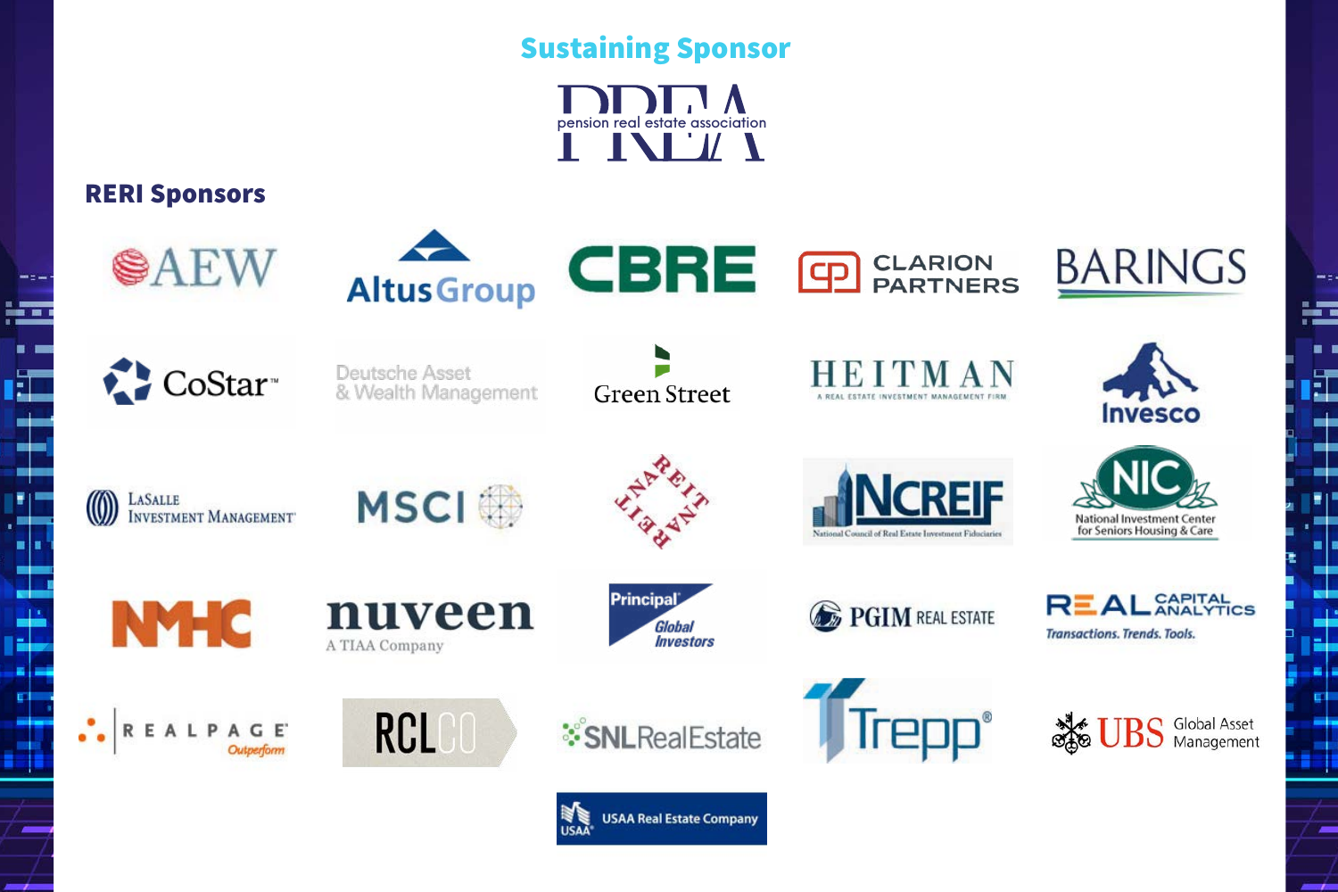## Sustaining Sponsor

PREA
pension real estate association

## RERI Sponsors

AEW

Altus Group

CBRE

CLARION PARTNERS

BARINGS

CoStar™

Deutsche Asset & Wealth Management

Green Street

HEITMAN
A REAL ESTATE INVESTMENT MANAGEMENT FIRM

Invesco

LaSalle Investment Management®

MSCI

NAREIT NAREIT

NCREIF
National Council of Real Estate Investment Fiduciaries

NIC
National Investment Center for Seniors Housing & Care

NMHC

nuveen
A TIAA Company

Principal® Global Investors

PGIM REAL ESTATE

REAL CAPITAL ANALYTICS
Transactions. Trends. Tools.

REALPAGE®
Outperform

RCLCO

SNLRealEstate

Trepp®

UBS Global Asset Management

USAA® USAA Real Estate Company